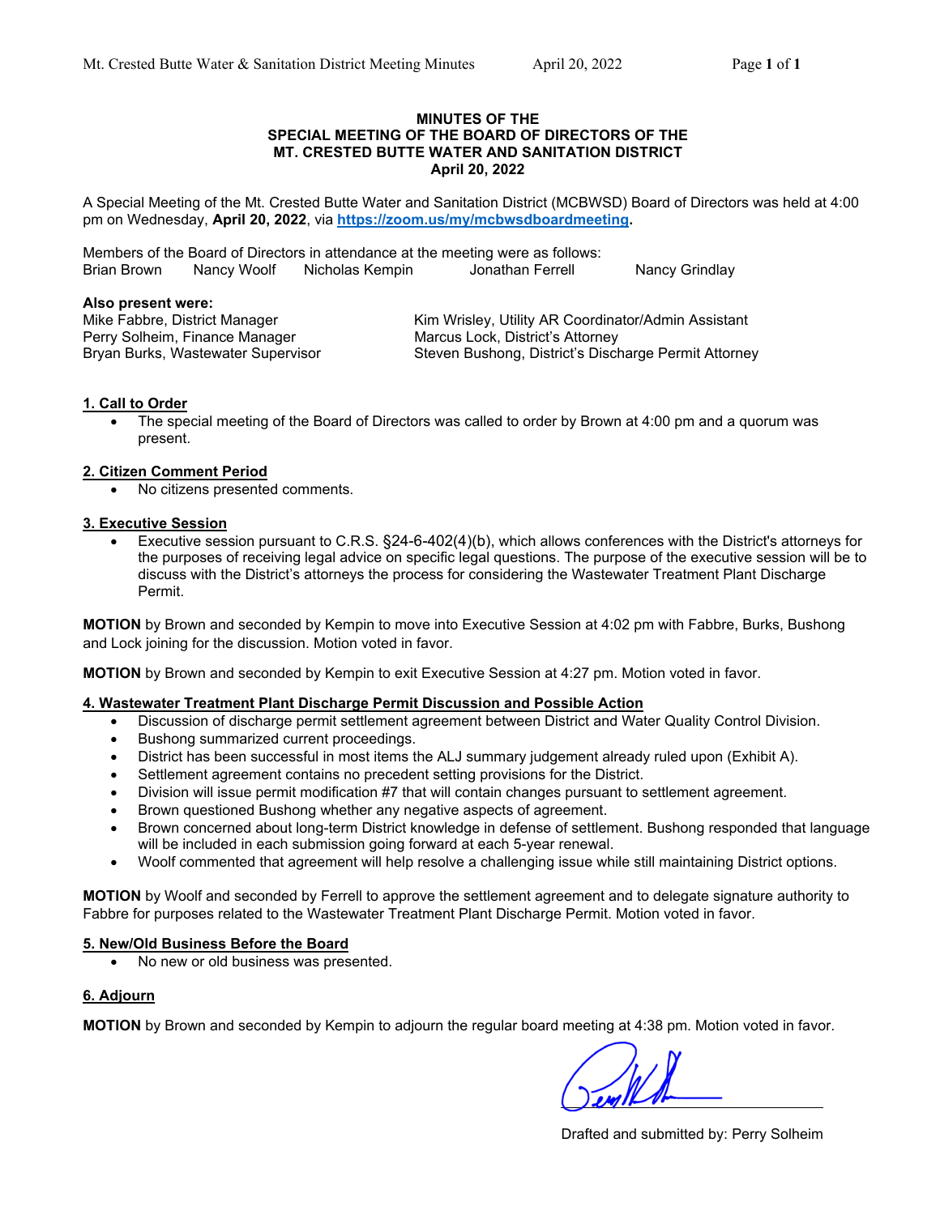**MINUTES OF THE**
**SPECIAL MEETING OF THE BOARD OF DIRECTORS OF THE**
**MT. CRESTED BUTTE WATER AND SANITATION DISTRICT**
**April 20, 2022**

A Special Meeting of the Mt. Crested Butte Water and Sanitation District (MCBWSD) Board of Directors was held at 4:00 pm on Wednesday, **April 20, 2022**, via **https://zoom.us/my/mcbwsdboardmeeting**.

Members of the Board of Directors in attendance at the meeting were as follows:
Brian Brown   Nancy Woolf   Nicholas Kempin   Jonathan Ferrell   Nancy Grindlay

**Also present were:**
Mike Fabbre, District Manager
Perry Solheim, Finance Manager
Bryan Burks, Wastewater Supervisor
Kim Wrisley, Utility AR Coordinator/Admin Assistant
Marcus Lock, District's Attorney
Steven Bushong, District's Discharge Permit Attorney

## 1. Call to Order

- The special meeting of the Board of Directors was called to order by Brown at 4:00 pm and a quorum was present.

## 2. Citizen Comment Period

- No citizens presented comments.

## 3. Executive Session

- Executive session pursuant to C.R.S. §24-6-402(4)(b), which allows conferences with the District's attorneys for the purposes of receiving legal advice on specific legal questions. The purpose of the executive session will be to discuss with the District's attorneys the process for considering the Wastewater Treatment Plant Discharge Permit.

**MOTION** by Brown and seconded by Kempin to move into Executive Session at 4:02 pm with Fabbre, Burks, Bushong and Lock joining for the discussion. Motion voted in favor.

**MOTION** by Brown and seconded by Kempin to exit Executive Session at 4:27 pm. Motion voted in favor.

## 4. Wastewater Treatment Plant Discharge Permit Discussion and Possible Action

- Discussion of discharge permit settlement agreement between District and Water Quality Control Division.
- Bushong summarized current proceedings.
- District has been successful in most items the ALJ summary judgement already ruled upon (Exhibit A).
- Settlement agreement contains no precedent setting provisions for the District.
- Division will issue permit modification #7 that will contain changes pursuant to settlement agreement.
- Brown questioned Bushong whether any negative aspects of agreement.
- Brown concerned about long-term District knowledge in defense of settlement. Bushong responded that language will be included in each submission going forward at each 5-year renewal.
- Woolf commented that agreement will help resolve a challenging issue while still maintaining District options.

**MOTION** by Woolf and seconded by Ferrell to approve the settlement agreement and to delegate signature authority to Fabbre for purposes related to the Wastewater Treatment Plant Discharge Permit. Motion voted in favor.

## 5. New/Old Business Before the Board

- No new or old business was presented.

## 6. Adjourn

**MOTION** by Brown and seconded by Kempin to adjourn the regular board meeting at 4:38 pm. Motion voted in favor.

Drafted and submitted by: Perry Solheim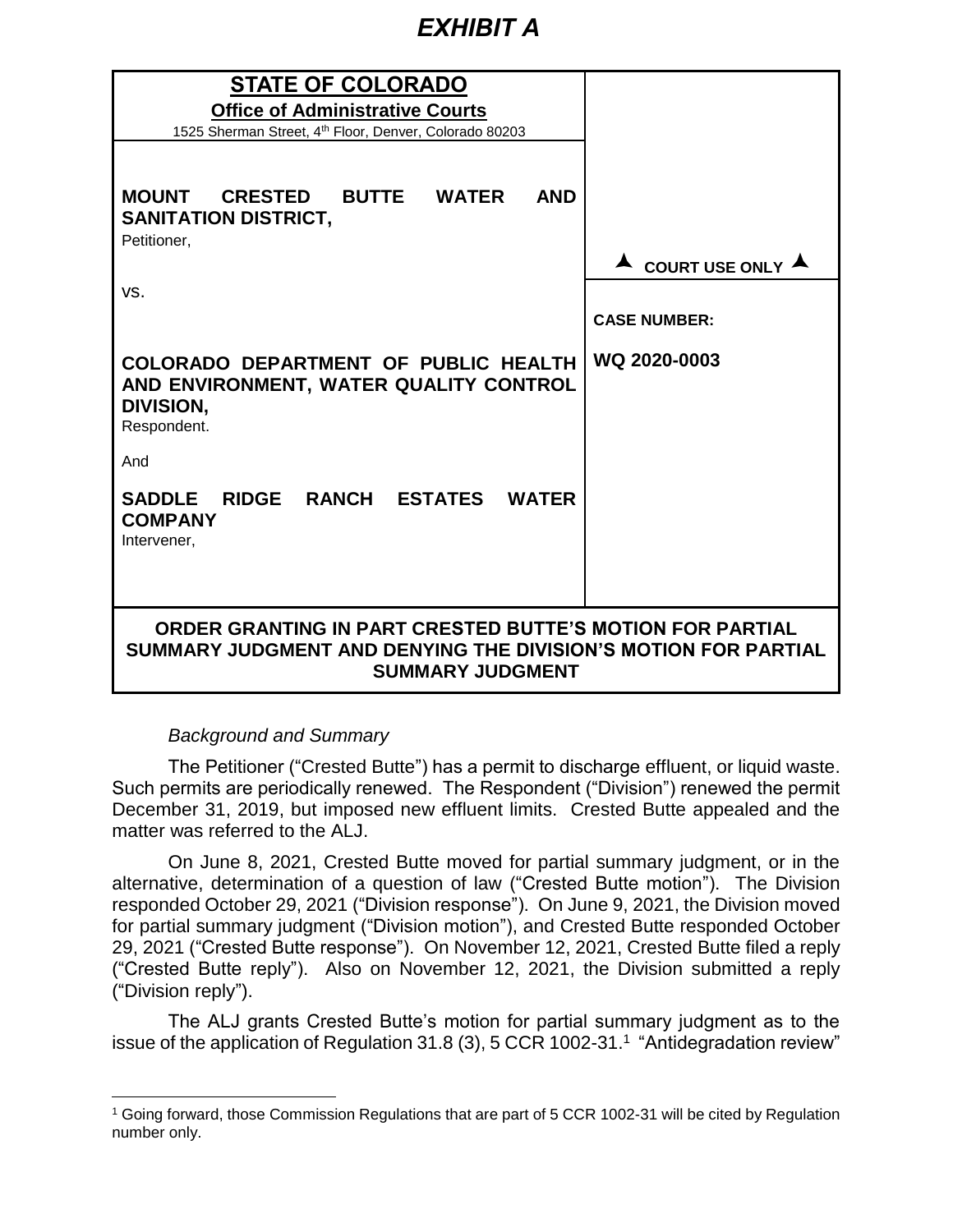# *EXHIBIT A*

| **STATE OF COLORADO**<br>**Office of Administrative Courts**<br>1525 Sherman Street, 4th Floor, Denver, Colorado 80203 | |
|---|---|
| **MOUNT CRESTED BUTTE WATER AND SANITATION DISTRICT,**<br>Petitioner,<br><br>vs.<br><br>**COLORADO DEPARTMENT OF PUBLIC HEALTH AND ENVIRONMENT, WATER QUALITY CONTROL DIVISION,**<br>Respondent.<br><br>And<br><br>**SADDLE RIDGE RANCH ESTATES WATER COMPANY**<br>Intervener, | ▲ **COURT USE ONLY** ▲<br><br>**CASE NUMBER:**<br><br>**WQ 2020-0003** |

**ORDER GRANTING IN PART CRESTED BUTTE'S MOTION FOR PARTIAL SUMMARY JUDGMENT AND DENYING THE DIVISION'S MOTION FOR PARTIAL SUMMARY JUDGMENT**

*Background and Summary*

The Petitioner ("Crested Butte") has a permit to discharge effluent, or liquid waste. Such permits are periodically renewed. The Respondent ("Division") renewed the permit December 31, 2019, but imposed new effluent limits. Crested Butte appealed and the matter was referred to the ALJ.

On June 8, 2021, Crested Butte moved for partial summary judgment, or in the alternative, determination of a question of law ("Crested Butte motion"). The Division responded October 29, 2021 ("Division response"). On June 9, 2021, the Division moved for partial summary judgment ("Division motion"), and Crested Butte responded October 29, 2021 ("Crested Butte response"). On November 12, 2021, Crested Butte filed a reply ("Crested Butte reply"). Also on November 12, 2021, the Division submitted a reply ("Division reply").

The ALJ grants Crested Butte's motion for partial summary judgment as to the issue of the application of Regulation 31.8 (3), 5 CCR 1002-31.[1] "Antidegradation review"

[1] Going forward, those Commission Regulations that are part of 5 CCR 1002-31 will be cited by Regulation number only.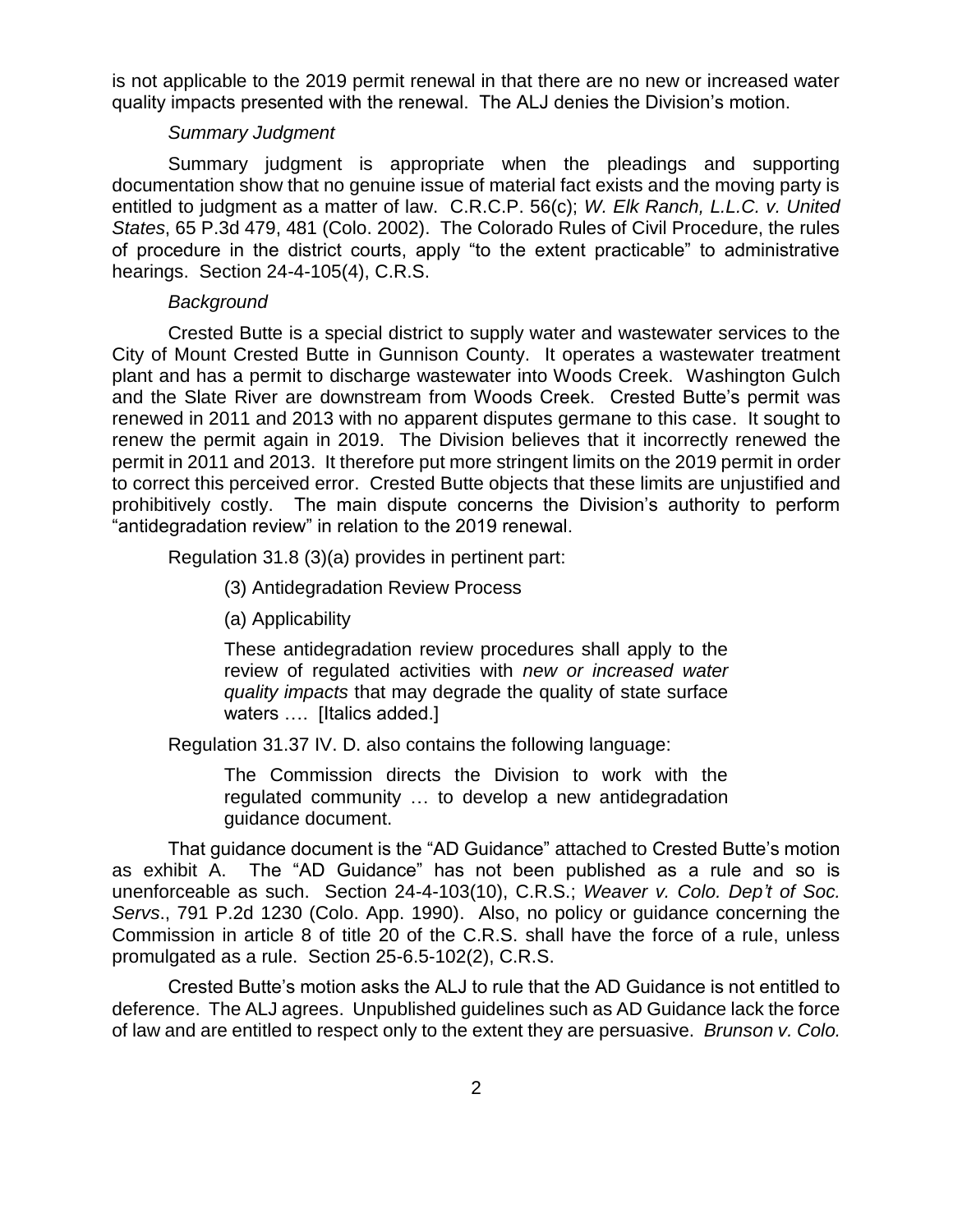is not applicable to the 2019 permit renewal in that there are no new or increased water quality impacts presented with the renewal. The ALJ denies the Division's motion.

*Summary Judgment*

Summary judgment is appropriate when the pleadings and supporting documentation show that no genuine issue of material fact exists and the moving party is entitled to judgment as a matter of law. C.R.C.P. 56(c); *W. Elk Ranch, L.L.C. v. United States*, 65 P.3d 479, 481 (Colo. 2002). The Colorado Rules of Civil Procedure, the rules of procedure in the district courts, apply "to the extent practicable" to administrative hearings. Section 24-4-105(4), C.R.S.

*Background*

Crested Butte is a special district to supply water and wastewater services to the City of Mount Crested Butte in Gunnison County. It operates a wastewater treatment plant and has a permit to discharge wastewater into Woods Creek. Washington Gulch and the Slate River are downstream from Woods Creek. Crested Butte's permit was renewed in 2011 and 2013 with no apparent disputes germane to this case. It sought to renew the permit again in 2019. The Division believes that it incorrectly renewed the permit in 2011 and 2013. It therefore put more stringent limits on the 2019 permit in order to correct this perceived error. Crested Butte objects that these limits are unjustified and prohibitively costly. The main dispute concerns the Division's authority to perform "antidegradation review" in relation to the 2019 renewal.

Regulation 31.8 (3)(a) provides in pertinent part:

> (3) Antidegradation Review Process
>
> (a) Applicability
>
> These antidegradation review procedures shall apply to the review of regulated activities with *new or increased water quality impacts* that may degrade the quality of state surface waters …. [Italics added.]

Regulation 31.37 IV. D. also contains the following language:

> The Commission directs the Division to work with the regulated community … to develop a new antidegradation guidance document.

That guidance document is the "AD Guidance" attached to Crested Butte's motion as exhibit A. The "AD Guidance" has not been published as a rule and so is unenforceable as such. Section 24-4-103(10), C.R.S.; *Weaver v. Colo. Dep't of Soc. Servs*., 791 P.2d 1230 (Colo. App. 1990). Also, no policy or guidance concerning the Commission in article 8 of title 20 of the C.R.S. shall have the force of a rule, unless promulgated as a rule. Section 25-6.5-102(2), C.R.S.

Crested Butte's motion asks the ALJ to rule that the AD Guidance is not entitled to deference. The ALJ agrees. Unpublished guidelines such as AD Guidance lack the force of law and are entitled to respect only to the extent they are persuasive. *Brunson v. Colo.*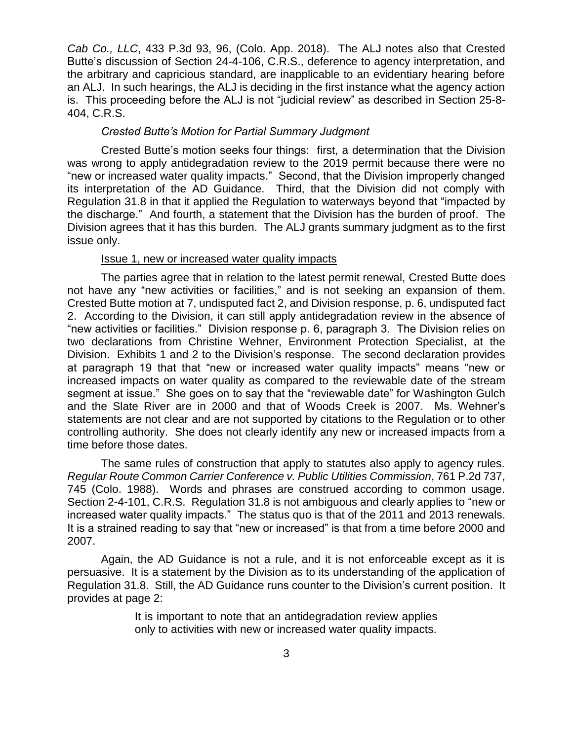*Cab Co., LLC*, 433 P.3d 93, 96, (Colo. App. 2018). The ALJ notes also that Crested Butte's discussion of Section 24-4-106, C.R.S., deference to agency interpretation, and the arbitrary and capricious standard, are inapplicable to an evidentiary hearing before an ALJ. In such hearings, the ALJ is deciding in the first instance what the agency action is. This proceeding before the ALJ is not "judicial review" as described in Section 25-8-404, C.R.S.

*Crested Butte's Motion for Partial Summary Judgment*

Crested Butte's motion seeks four things: first, a determination that the Division was wrong to apply antidegradation review to the 2019 permit because there were no "new or increased water quality impacts." Second, that the Division improperly changed its interpretation of the AD Guidance. Third, that the Division did not comply with Regulation 31.8 in that it applied the Regulation to waterways beyond that "impacted by the discharge." And fourth, a statement that the Division has the burden of proof. The Division agrees that it has this burden. The ALJ grants summary judgment as to the first issue only.

<u>Issue 1, new or increased water quality impacts</u>

The parties agree that in relation to the latest permit renewal, Crested Butte does not have any "new activities or facilities," and is not seeking an expansion of them. Crested Butte motion at 7, undisputed fact 2, and Division response, p. 6, undisputed fact 2. According to the Division, it can still apply antidegradation review in the absence of "new activities or facilities." Division response p. 6, paragraph 3. The Division relies on two declarations from Christine Wehner, Environment Protection Specialist, at the Division. Exhibits 1 and 2 to the Division's response. The second declaration provides at paragraph 19 that that "new or increased water quality impacts" means "new or increased impacts on water quality as compared to the reviewable date of the stream segment at issue." She goes on to say that the "reviewable date" for Washington Gulch and the Slate River are in 2000 and that of Woods Creek is 2007. Ms. Wehner's statements are not clear and are not supported by citations to the Regulation or to other controlling authority. She does not clearly identify any new or increased impacts from a time before those dates.

The same rules of construction that apply to statutes also apply to agency rules. *Regular Route Common Carrier Conference v. Public Utilities Commission*, 761 P.2d 737, 745 (Colo. 1988). Words and phrases are construed according to common usage. Section 2-4-101, C.R.S. Regulation 31.8 is not ambiguous and clearly applies to "new or increased water quality impacts." The status quo is that of the 2011 and 2013 renewals. It is a strained reading to say that "new or increased" is that from a time before 2000 and 2007.

Again, the AD Guidance is not a rule, and it is not enforceable except as it is persuasive. It is a statement by the Division as to its understanding of the application of Regulation 31.8. Still, the AD Guidance runs counter to the Division's current position. It provides at page 2:

> It is important to note that an antidegradation review applies only to activities with new or increased water quality impacts.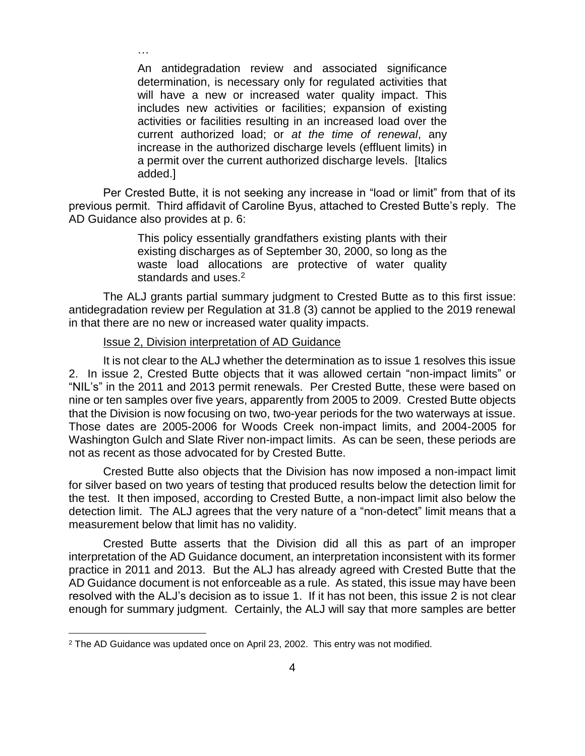> …
>
> An antidegradation review and associated significance determination, is necessary only for regulated activities that will have a new or increased water quality impact. This includes new activities or facilities; expansion of existing activities or facilities resulting in an increased load over the current authorized load; or *at the time of renewal*, any increase in the authorized discharge levels (effluent limits) in a permit over the current authorized discharge levels. [Italics added.]

Per Crested Butte, it is not seeking any increase in "load or limit" from that of its previous permit. Third affidavit of Caroline Byus, attached to Crested Butte's reply. The AD Guidance also provides at p. 6:

> This policy essentially grandfathers existing plants with their existing discharges as of September 30, 2000, so long as the waste load allocations are protective of water quality standards and uses.[2]

The ALJ grants partial summary judgment to Crested Butte as to this first issue: antidegradation review per Regulation at 31.8 (3) cannot be applied to the 2019 renewal in that there are no new or increased water quality impacts.

Issue 2, Division interpretation of AD Guidance

It is not clear to the ALJ whether the determination as to issue 1 resolves this issue 2. In issue 2, Crested Butte objects that it was allowed certain "non-impact limits" or "NIL's" in the 2011 and 2013 permit renewals. Per Crested Butte, these were based on nine or ten samples over five years, apparently from 2005 to 2009. Crested Butte objects that the Division is now focusing on two, two-year periods for the two waterways at issue. Those dates are 2005-2006 for Woods Creek non-impact limits, and 2004-2005 for Washington Gulch and Slate River non-impact limits. As can be seen, these periods are not as recent as those advocated for by Crested Butte.

Crested Butte also objects that the Division has now imposed a non-impact limit for silver based on two years of testing that produced results below the detection limit for the test. It then imposed, according to Crested Butte, a non-impact limit also below the detection limit. The ALJ agrees that the very nature of a "non-detect" limit means that a measurement below that limit has no validity.

Crested Butte asserts that the Division did all this as part of an improper interpretation of the AD Guidance document, an interpretation inconsistent with its former practice in 2011 and 2013. But the ALJ has already agreed with Crested Butte that the AD Guidance document is not enforceable as a rule. As stated, this issue may have been resolved with the ALJ's decision as to issue 1. If it has not been, this issue 2 is not clear enough for summary judgment. Certainly, the ALJ will say that more samples are better

[2] The AD Guidance was updated once on April 23, 2002. This entry was not modified.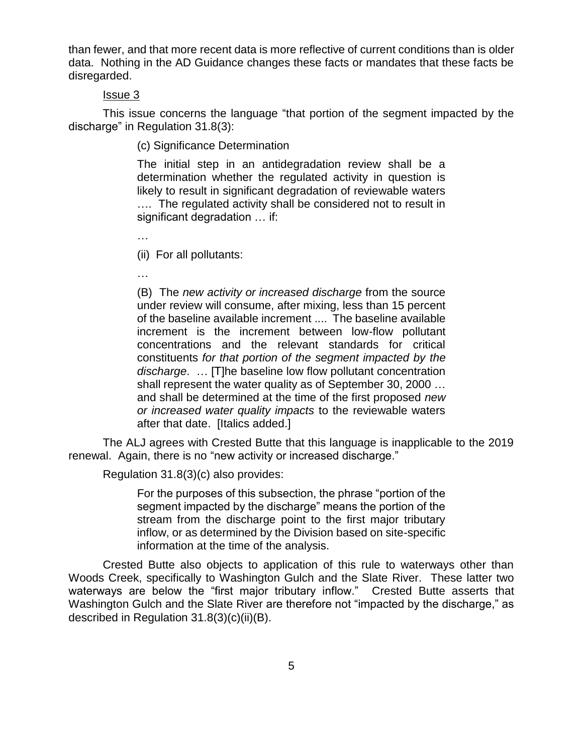than fewer, and that more recent data is more reflective of current conditions than is older data. Nothing in the AD Guidance changes these facts or mandates that these facts be disregarded.

Issue 3

This issue concerns the language "that portion of the segment impacted by the discharge" in Regulation 31.8(3):

> (c) Significance Determination
>
> The initial step in an antidegradation review shall be a determination whether the regulated activity in question is likely to result in significant degradation of reviewable waters …. The regulated activity shall be considered not to result in significant degradation … if:
>
> …
>
> (ii) For all pollutants:
>
> …
>
> (B) The *new activity or increased discharge* from the source under review will consume, after mixing, less than 15 percent of the baseline available increment .... The baseline available increment is the increment between low-flow pollutant concentrations and the relevant standards for critical constituents *for that portion of the segment impacted by the discharge*. … [T]he baseline low flow pollutant concentration shall represent the water quality as of September 30, 2000 … and shall be determined at the time of the first proposed *new or increased water quality impacts* to the reviewable waters after that date. [Italics added.]

The ALJ agrees with Crested Butte that this language is inapplicable to the 2019 renewal. Again, there is no "new activity or increased discharge."

Regulation 31.8(3)(c) also provides:

> For the purposes of this subsection, the phrase "portion of the segment impacted by the discharge" means the portion of the stream from the discharge point to the first major tributary inflow, or as determined by the Division based on site-specific information at the time of the analysis.

Crested Butte also objects to application of this rule to waterways other than Woods Creek, specifically to Washington Gulch and the Slate River. These latter two waterways are below the "first major tributary inflow." Crested Butte asserts that Washington Gulch and the Slate River are therefore not "impacted by the discharge," as described in Regulation 31.8(3)(c)(ii)(B).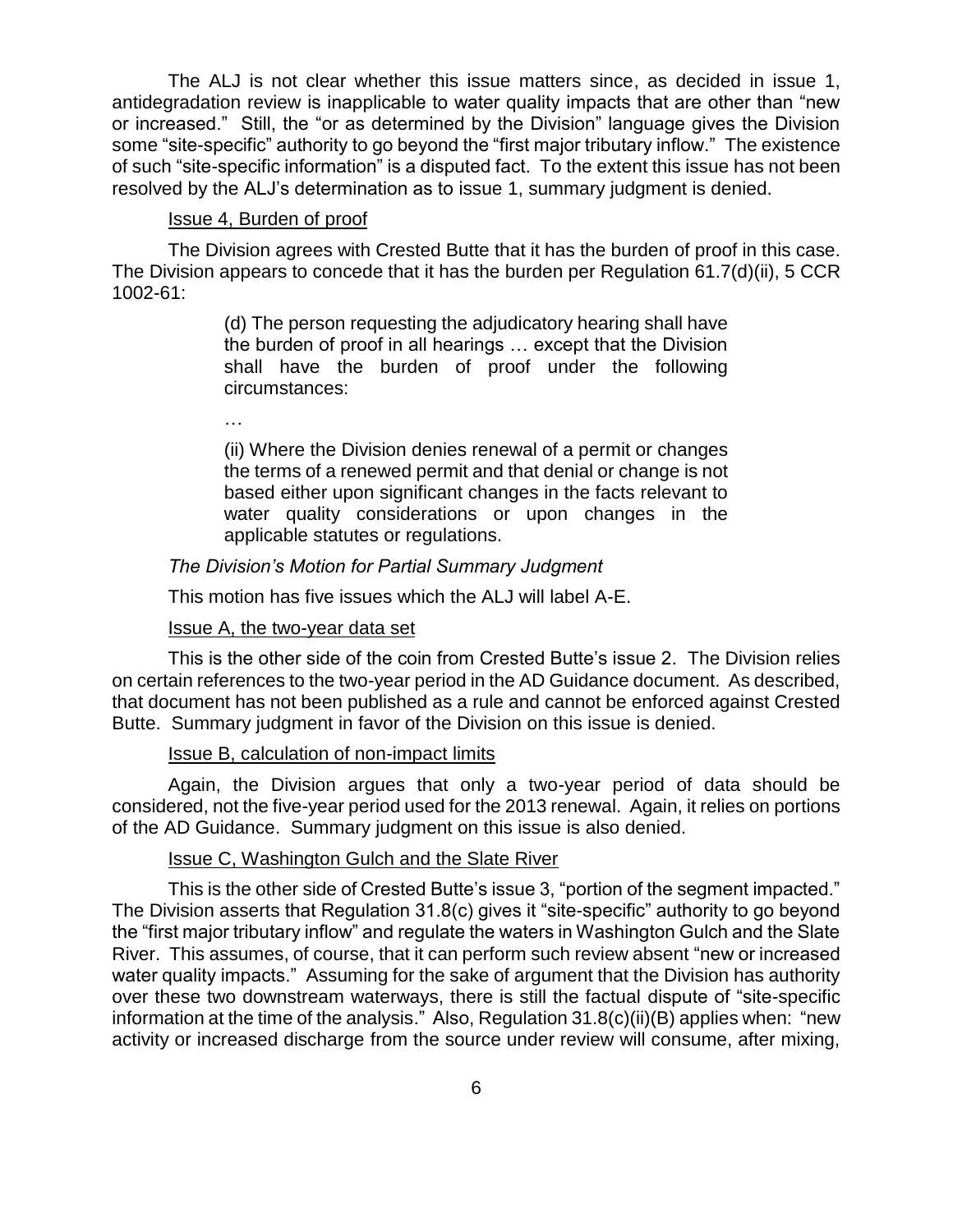The ALJ is not clear whether this issue matters since, as decided in issue 1, antidegradation review is inapplicable to water quality impacts that are other than "new or increased." Still, the "or as determined by the Division" language gives the Division some "site-specific" authority to go beyond the "first major tributary inflow." The existence of such "site-specific information" is a disputed fact. To the extent this issue has not been resolved by the ALJ's determination as to issue 1, summary judgment is denied.

Issue 4, Burden of proof

The Division agrees with Crested Butte that it has the burden of proof in this case. The Division appears to concede that it has the burden per Regulation 61.7(d)(ii), 5 CCR 1002-61:

> (d) The person requesting the adjudicatory hearing shall have the burden of proof in all hearings … except that the Division shall have the burden of proof under the following circumstances:
>
> …
>
> (ii) Where the Division denies renewal of a permit or changes the terms of a renewed permit and that denial or change is not based either upon significant changes in the facts relevant to water quality considerations or upon changes in the applicable statutes or regulations.

*The Division's Motion for Partial Summary Judgment*

This motion has five issues which the ALJ will label A-E.

Issue A, the two-year data set

This is the other side of the coin from Crested Butte's issue 2. The Division relies on certain references to the two-year period in the AD Guidance document. As described, that document has not been published as a rule and cannot be enforced against Crested Butte. Summary judgment in favor of the Division on this issue is denied.

Issue B, calculation of non-impact limits

Again, the Division argues that only a two-year period of data should be considered, not the five-year period used for the 2013 renewal. Again, it relies on portions of the AD Guidance. Summary judgment on this issue is also denied.

Issue C, Washington Gulch and the Slate River

This is the other side of Crested Butte's issue 3, "portion of the segment impacted." The Division asserts that Regulation 31.8(c) gives it "site-specific" authority to go beyond the "first major tributary inflow" and regulate the waters in Washington Gulch and the Slate River. This assumes, of course, that it can perform such review absent "new or increased water quality impacts." Assuming for the sake of argument that the Division has authority over these two downstream waterways, there is still the factual dispute of "site-specific information at the time of the analysis." Also, Regulation 31.8(c)(ii)(B) applies when: "new activity or increased discharge from the source under review will consume, after mixing,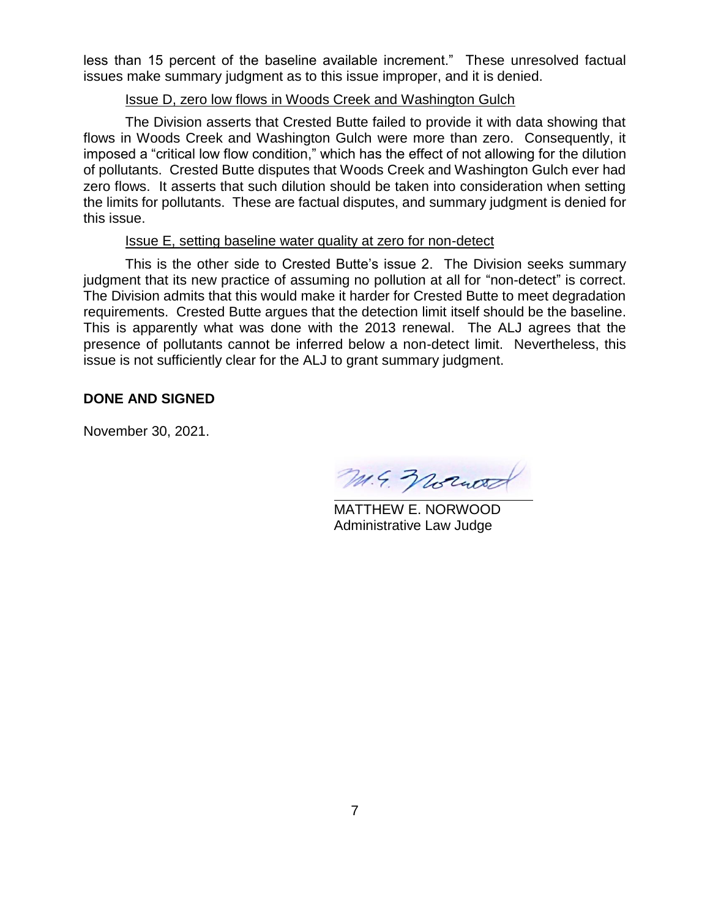less than 15 percent of the baseline available increment." These unresolved factual issues make summary judgment as to this issue improper, and it is denied.

Issue D, zero low flows in Woods Creek and Washington Gulch

The Division asserts that Crested Butte failed to provide it with data showing that flows in Woods Creek and Washington Gulch were more than zero. Consequently, it imposed a "critical low flow condition," which has the effect of not allowing for the dilution of pollutants. Crested Butte disputes that Woods Creek and Washington Gulch ever had zero flows. It asserts that such dilution should be taken into consideration when setting the limits for pollutants. These are factual disputes, and summary judgment is denied for this issue.

Issue E, setting baseline water quality at zero for non-detect

This is the other side to Crested Butte's issue 2. The Division seeks summary judgment that its new practice of assuming no pollution at all for "non-detect" is correct. The Division admits that this would make it harder for Crested Butte to meet degradation requirements. Crested Butte argues that the detection limit itself should be the baseline. This is apparently what was done with the 2013 renewal. The ALJ agrees that the presence of pollutants cannot be inferred below a non-detect limit. Nevertheless, this issue is not sufficiently clear for the ALJ to grant summary judgment.

**DONE AND SIGNED**

November 30, 2021.

MATTHEW E. NORWOOD
Administrative Law Judge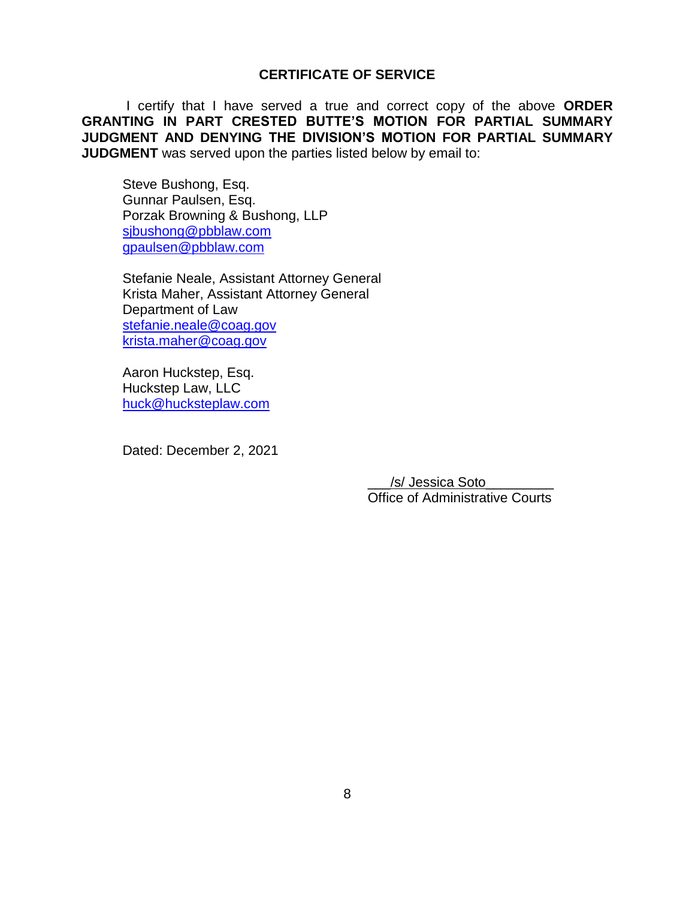## CERTIFICATE OF SERVICE

I certify that I have served a true and correct copy of the above **ORDER GRANTING IN PART CRESTED BUTTE'S MOTION FOR PARTIAL SUMMARY JUDGMENT AND DENYING THE DIVISION'S MOTION FOR PARTIAL SUMMARY JUDGMENT** was served upon the parties listed below by email to:

Steve Bushong, Esq.
Gunnar Paulsen, Esq.
Porzak Browning & Bushong, LLP
sjbushong@pbblaw.com
gpaulsen@pbblaw.com

Stefanie Neale, Assistant Attorney General
Krista Maher, Assistant Attorney General
Department of Law
stefanie.neale@coag.gov
krista.maher@coag.gov

Aaron Huckstep, Esq.
Huckstep Law, LLC
huck@hucksteplaw.com

Dated: December 2, 2021

/s/ Jessica Soto
Office of Administrative Courts